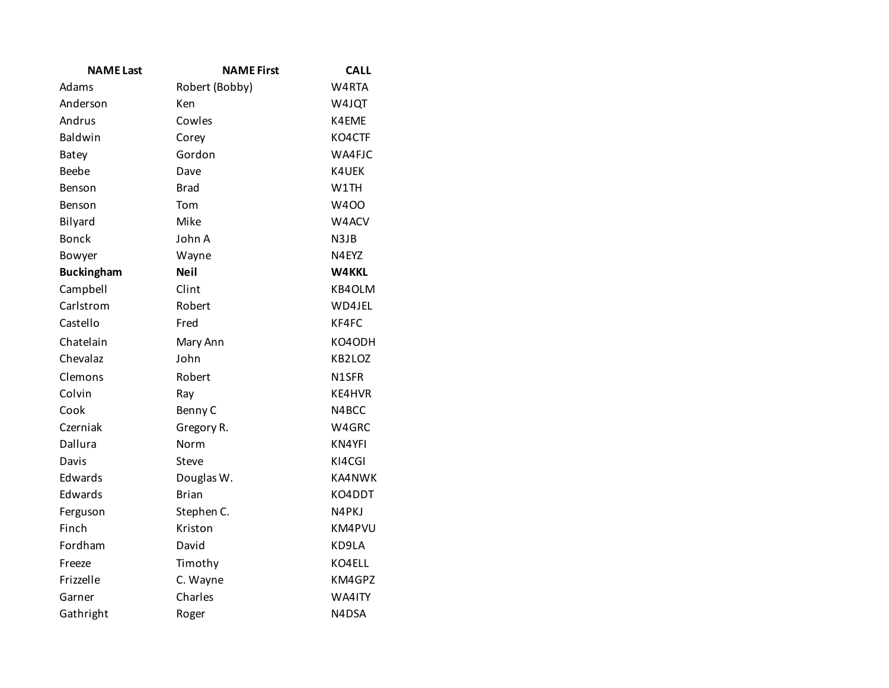| NAME Last | NAME First | CALL |
|---|---|---|
| Adams | Robert (Bobby) | W4RTA |
| Anderson | Ken | W4JQT |
| Andrus | Cowles | K4EME |
| Baldwin | Corey | KO4CTF |
| Batey | Gordon | WA4FJC |
| Beebe | Dave | K4UEK |
| Benson | Brad | W1TH |
| Benson | Tom | W4OO |
| Bilyard | Mike | W4ACV |
| Bonck | John A | N3JB |
| Bowyer | Wayne | N4EYZ |
| **Buckingham** | **Neil** | **W4KKL** |
| Campbell | Clint | KB4OLM |
| Carlstrom | Robert | WD4JEL |
| Castello | Fred | KF4FC |
| Chatelain | Mary Ann | KO4ODH |
| Chevalaz | John | KB2LOZ |
| Clemons | Robert | N1SFR |
| Colvin | Ray | KE4HVR |
| Cook | Benny C | N4BCC |
| Czerniak | Gregory R. | W4GRC |
| Dallura | Norm | KN4YFI |
| Davis | Steve | KI4CGI |
| Edwards | Douglas W. | KA4NWK |
| Edwards | Brian | KO4DDT |
| Ferguson | Stephen C. | N4PKJ |
| Finch | Kriston | KM4PVU |
| Fordham | David | KD9LA |
| Freeze | Timothy | KO4ELL |
| Frizzelle | C. Wayne | KM4GPZ |
| Garner | Charles | WA4ITY |
| Gathright | Roger | N4DSA |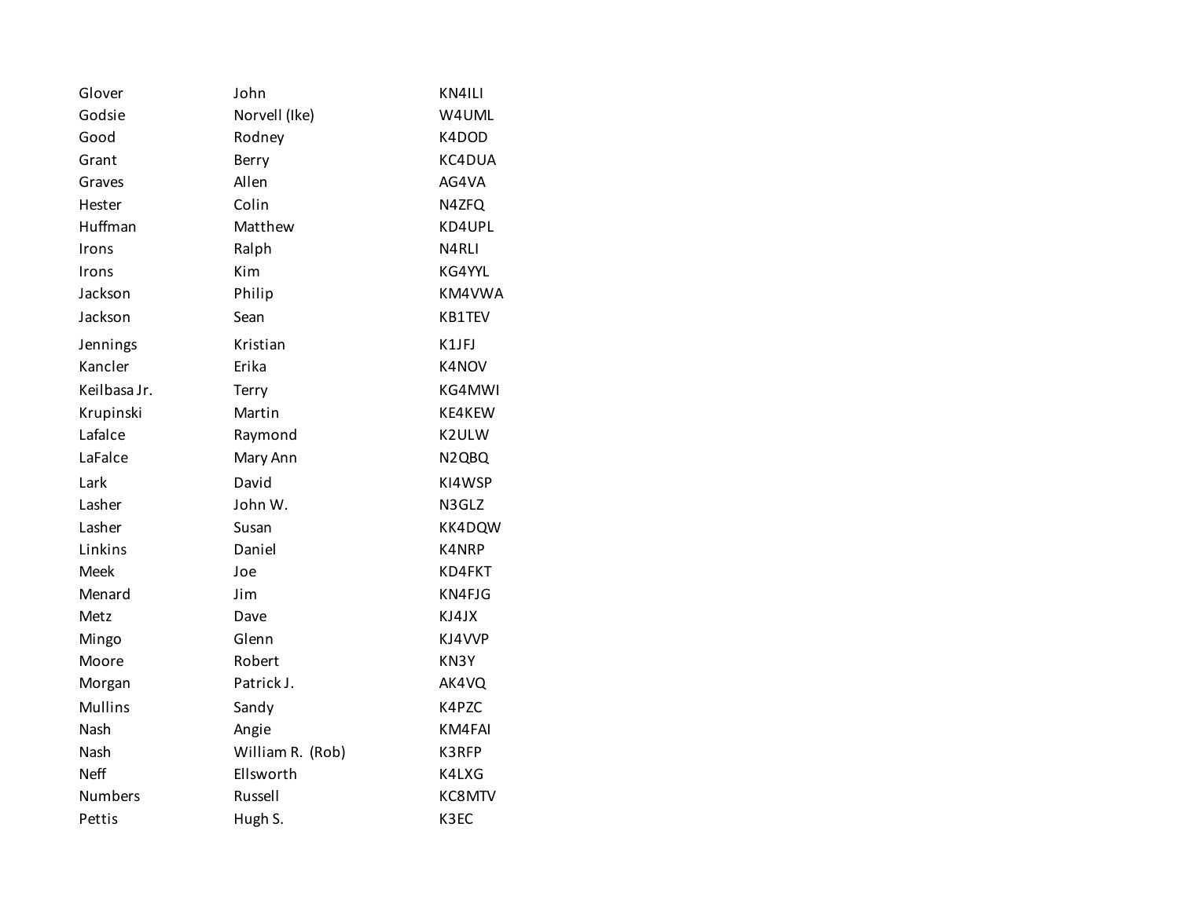| | | |
|---|---|---|
| Glover | John | KN4ILI |
| Godsie | Norvell (Ike) | W4UML |
| Good | Rodney | K4DOD |
| Grant | Berry | KC4DUA |
| Graves | Allen | AG4VA |
| Hester | Colin | N4ZFQ |
| Huffman | Matthew | KD4UPL |
| Irons | Ralph | N4RLI |
| Irons | Kim | KG4YYL |
| Jackson | Philip | KM4VWA |
| Jackson | Sean | KB1TEV |
| Jennings | Kristian | K1JFJ |
| Kancler | Erika | K4NOV |
| Keilbasa Jr. | Terry | KG4MWI |
| Krupinski | Martin | KE4KEW |
| Lafalce | Raymond | K2ULW |
| LaFalce | Mary Ann | N2QBQ |
| Lark | David | KI4WSP |
| Lasher | John W. | N3GLZ |
| Lasher | Susan | KK4DQW |
| Linkins | Daniel | K4NRP |
| Meek | Joe | KD4FKT |
| Menard | Jim | KN4FJG |
| Metz | Dave | KJ4JX |
| Mingo | Glenn | KJ4VVP |
| Moore | Robert | KN3Y |
| Morgan | Patrick J. | AK4VQ |
| Mullins | Sandy | K4PZC |
| Nash | Angie | KM4FAI |
| Nash | William R. (Rob) | K3RFP |
| Neff | Ellsworth | K4LXG |
| Numbers | Russell | KC8MTV |
| Pettis | Hugh S. | K3EC |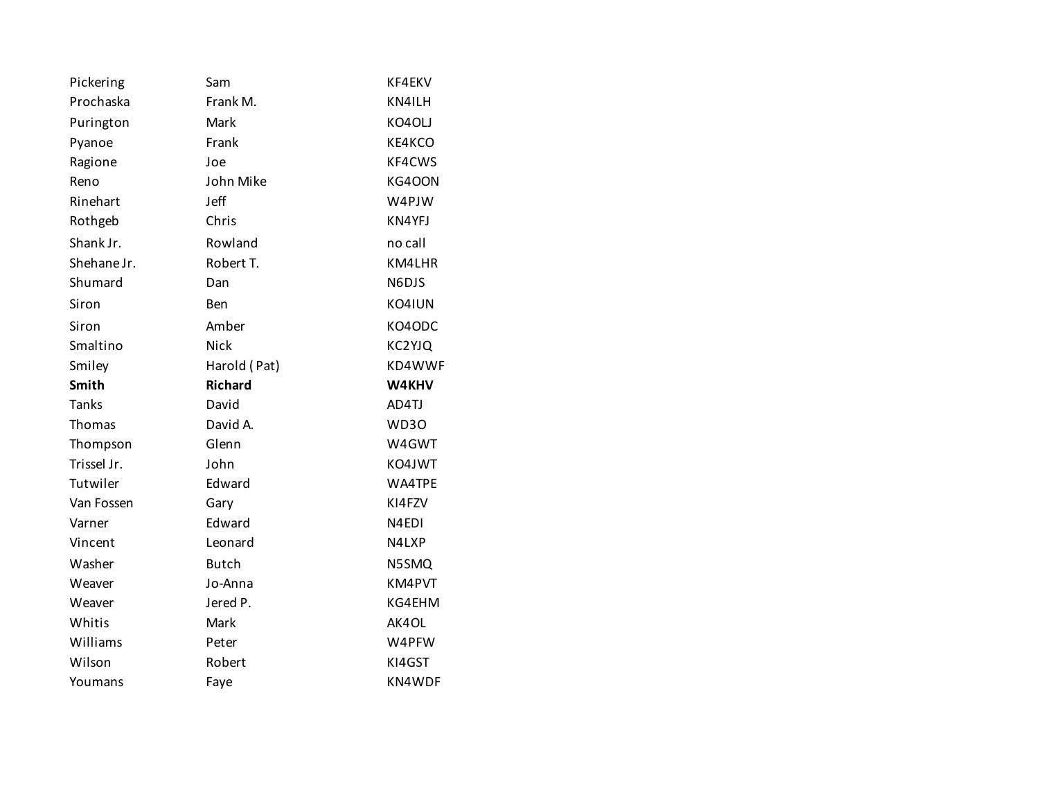| | | |
|---|---|---|
| Pickering | Sam | KF4EKV |
| Prochaska | Frank M. | KN4ILH |
| Purington | Mark | KO4OLJ |
| Pyanoe | Frank | KE4KCO |
| Ragione | Joe | KF4CWS |
| Reno | John Mike | KG4OON |
| Rinehart | Jeff | W4PJW |
| Rothgeb | Chris | KN4YFJ |
| Shank Jr. | Rowland | no call |
| Shehane Jr. | Robert T. | KM4LHR |
| Shumard | Dan | N6DJS |
| Siron | Ben | KO4IUN |
| Siron | Amber | KO4ODC |
| Smaltino | Nick | KC2YJQ |
| Smiley | Harold ( Pat) | KD4WWF |
| **Smith** | **Richard** | **W4KHV** |
| Tanks | David | AD4TJ |
| Thomas | David A. | WD3O |
| Thompson | Glenn | W4GWT |
| Trissel Jr. | John | KO4JWT |
| Tutwiler | Edward | WA4TPE |
| Van Fossen | Gary | KI4FZV |
| Varner | Edward | N4EDI |
| Vincent | Leonard | N4LXP |
| Washer | Butch | N5SMQ |
| Weaver | Jo-Anna | KM4PVT |
| Weaver | Jered P. | KG4EHM |
| Whitis | Mark | AK4OL |
| Williams | Peter | W4PFW |
| Wilson | Robert | KI4GST |
| Youmans | Faye | KN4WDF |